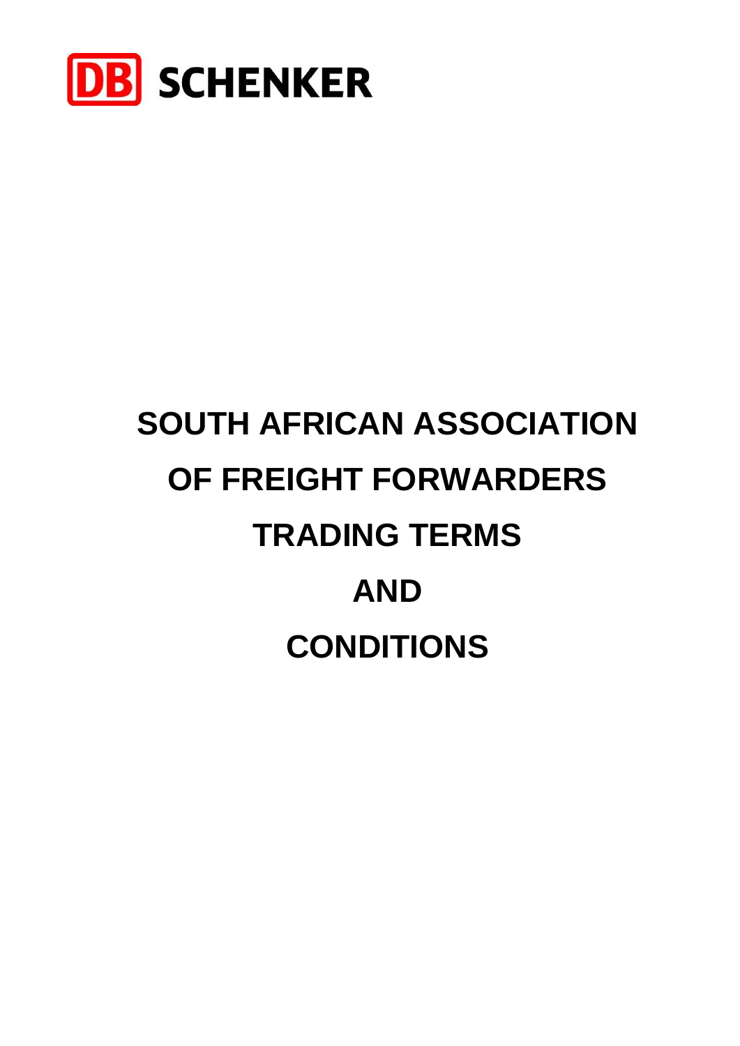DB SCHENKER

# SOUTH AFRICAN ASSOCIATION OF FREIGHT FORWARDERS TRADING TERMS AND CONDITIONS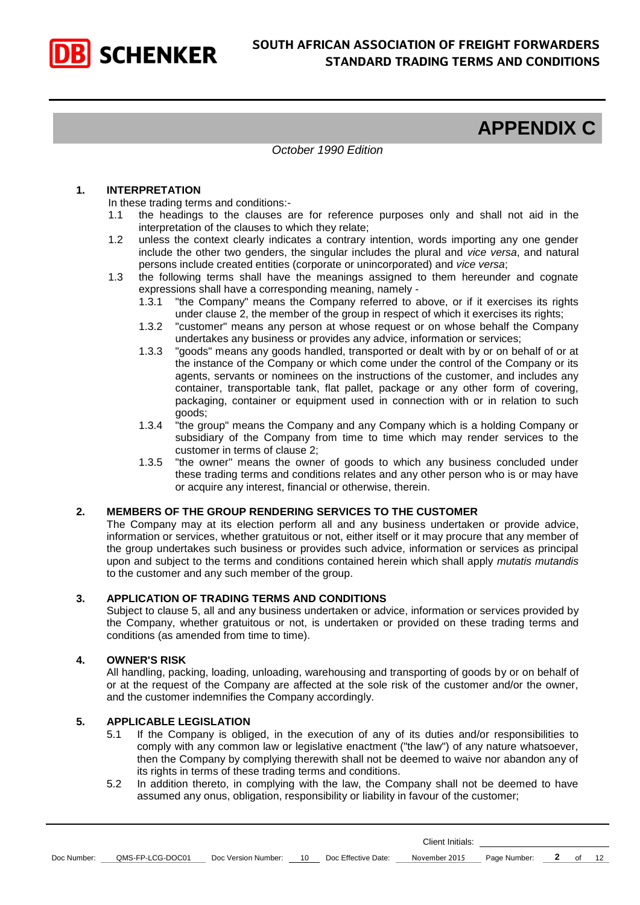# APPENDIX C

*October 1990 Edition*

## 1. INTERPRETATION

In these trading terms and conditions:-

1.1 the headings to the clauses are for reference purposes only and shall not aid in the interpretation of the clauses to which they relate;

1.2 unless the context clearly indicates a contrary intention, words importing any one gender include the other two genders, the singular includes the plural and *vice versa*, and natural persons include created entities (corporate or unincorporated) and *vice versa*;

1.3 the following terms shall have the meanings assigned to them hereunder and cognate expressions shall have a corresponding meaning, namely -

1.3.1 "the Company" means the Company referred to above, or if it exercises its rights under clause 2, the member of the group in respect of which it exercises its rights;

1.3.2 "customer" means any person at whose request or on whose behalf the Company undertakes any business or provides any advice, information or services;

1.3.3 "goods" means any goods handled, transported or dealt with by or on behalf of or at the instance of the Company or which come under the control of the Company or its agents, servants or nominees on the instructions of the customer, and includes any container, transportable tank, flat pallet, package or any other form of covering, packaging, container or equipment used in connection with or in relation to such goods;

1.3.4 "the group" means the Company and any Company which is a holding Company or subsidiary of the Company from time to time which may render services to the customer in terms of clause 2;

1.3.5 "the owner" means the owner of goods to which any business concluded under these trading terms and conditions relates and any other person who is or may have or acquire any interest, financial or otherwise, therein.

## 2. MEMBERS OF THE GROUP RENDERING SERVICES TO THE CUSTOMER

The Company may at its election perform all and any business undertaken or provide advice, information or services, whether gratuitous or not, either itself or it may procure that any member of the group undertakes such business or provides such advice, information or services as principal upon and subject to the terms and conditions contained herein which shall apply *mutatis mutandis* to the customer and any such member of the group.

## 3. APPLICATION OF TRADING TERMS AND CONDITIONS

Subject to clause 5, all and any business undertaken or advice, information or services provided by the Company, whether gratuitous or not, is undertaken or provided on these trading terms and conditions (as amended from time to time).

## 4. OWNER'S RISK

All handling, packing, loading, unloading, warehousing and transporting of goods by or on behalf of or at the request of the Company are affected at the sole risk of the customer and/or the owner, and the customer indemnifies the Company accordingly.

## 5. APPLICABLE LEGISLATION

5.1 If the Company is obliged, in the execution of any of its duties and/or responsibilities to comply with any common law or legislative enactment ("the law") of any nature whatsoever, then the Company by complying therewith shall not be deemed to waive nor abandon any of its rights in terms of these trading terms and conditions.

5.2 In addition thereto, in complying with the law, the Company shall not be deemed to have assumed any onus, obligation, responsibility or liability in favour of the customer;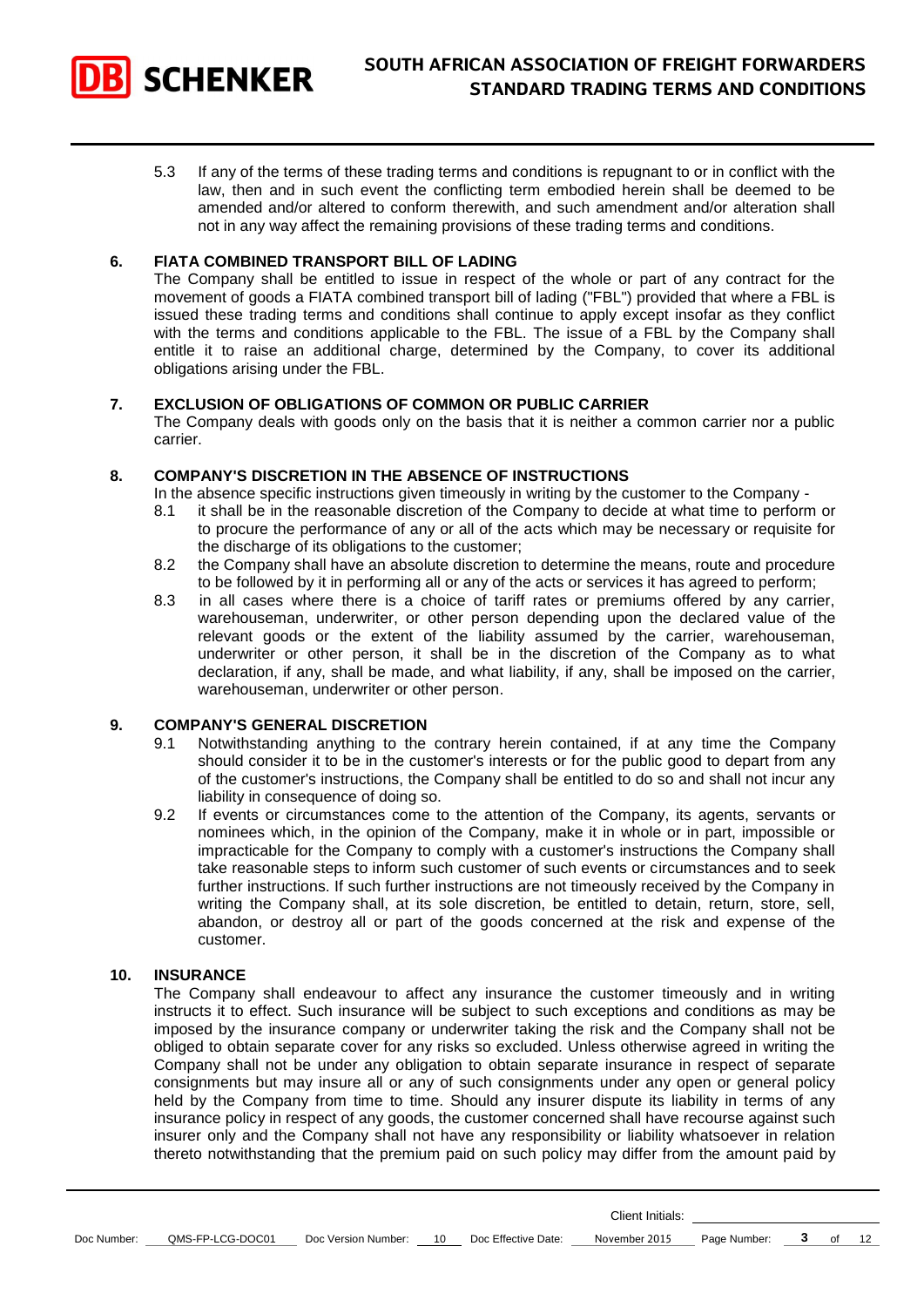5.3 If any of the terms of these trading terms and conditions is repugnant to or in conflict with the law, then and in such event the conflicting term embodied herein shall be deemed to be amended and/or altered to conform therewith, and such amendment and/or alteration shall not in any way affect the remaining provisions of these trading terms and conditions.

## 6. FIATA COMBINED TRANSPORT BILL OF LADING

The Company shall be entitled to issue in respect of the whole or part of any contract for the movement of goods a FIATA combined transport bill of lading ("FBL") provided that where a FBL is issued these trading terms and conditions shall continue to apply except insofar as they conflict with the terms and conditions applicable to the FBL. The issue of a FBL by the Company shall entitle it to raise an additional charge, determined by the Company, to cover its additional obligations arising under the FBL.

## 7. EXCLUSION OF OBLIGATIONS OF COMMON OR PUBLIC CARRIER

The Company deals with goods only on the basis that it is neither a common carrier nor a public carrier.

## 8. COMPANY'S DISCRETION IN THE ABSENCE OF INSTRUCTIONS

In the absence specific instructions given timeously in writing by the customer to the Company -

8.1 it shall be in the reasonable discretion of the Company to decide at what time to perform or to procure the performance of any or all of the acts which may be necessary or requisite for the discharge of its obligations to the customer;

8.2 the Company shall have an absolute discretion to determine the means, route and procedure to be followed by it in performing all or any of the acts or services it has agreed to perform;

8.3 in all cases where there is a choice of tariff rates or premiums offered by any carrier, warehouseman, underwriter, or other person depending upon the declared value of the relevant goods or the extent of the liability assumed by the carrier, warehouseman, underwriter or other person, it shall be in the discretion of the Company as to what declaration, if any, shall be made, and what liability, if any, shall be imposed on the carrier, warehouseman, underwriter or other person.

## 9. COMPANY'S GENERAL DISCRETION

9.1 Notwithstanding anything to the contrary herein contained, if at any time the Company should consider it to be in the customer's interests or for the public good to depart from any of the customer's instructions, the Company shall be entitled to do so and shall not incur any liability in consequence of doing so.

9.2 If events or circumstances come to the attention of the Company, its agents, servants or nominees which, in the opinion of the Company, make it in whole or in part, impossible or impracticable for the Company to comply with a customer's instructions the Company shall take reasonable steps to inform such customer of such events or circumstances and to seek further instructions. If such further instructions are not timeously received by the Company in writing the Company shall, at its sole discretion, be entitled to detain, return, store, sell, abandon, or destroy all or part of the goods concerned at the risk and expense of the customer.

## 10. INSURANCE

The Company shall endeavour to affect any insurance the customer timeously and in writing instructs it to effect. Such insurance will be subject to such exceptions and conditions as may be imposed by the insurance company or underwriter taking the risk and the Company shall not be obliged to obtain separate cover for any risks so excluded. Unless otherwise agreed in writing the Company shall not be under any obligation to obtain separate insurance in respect of separate consignments but may insure all or any of such consignments under any open or general policy held by the Company from time to time. Should any insurer dispute its liability in terms of any insurance policy in respect of any goods, the customer concerned shall have recourse against such insurer only and the Company shall not have any responsibility or liability whatsoever in relation thereto notwithstanding that the premium paid on such policy may differ from the amount paid by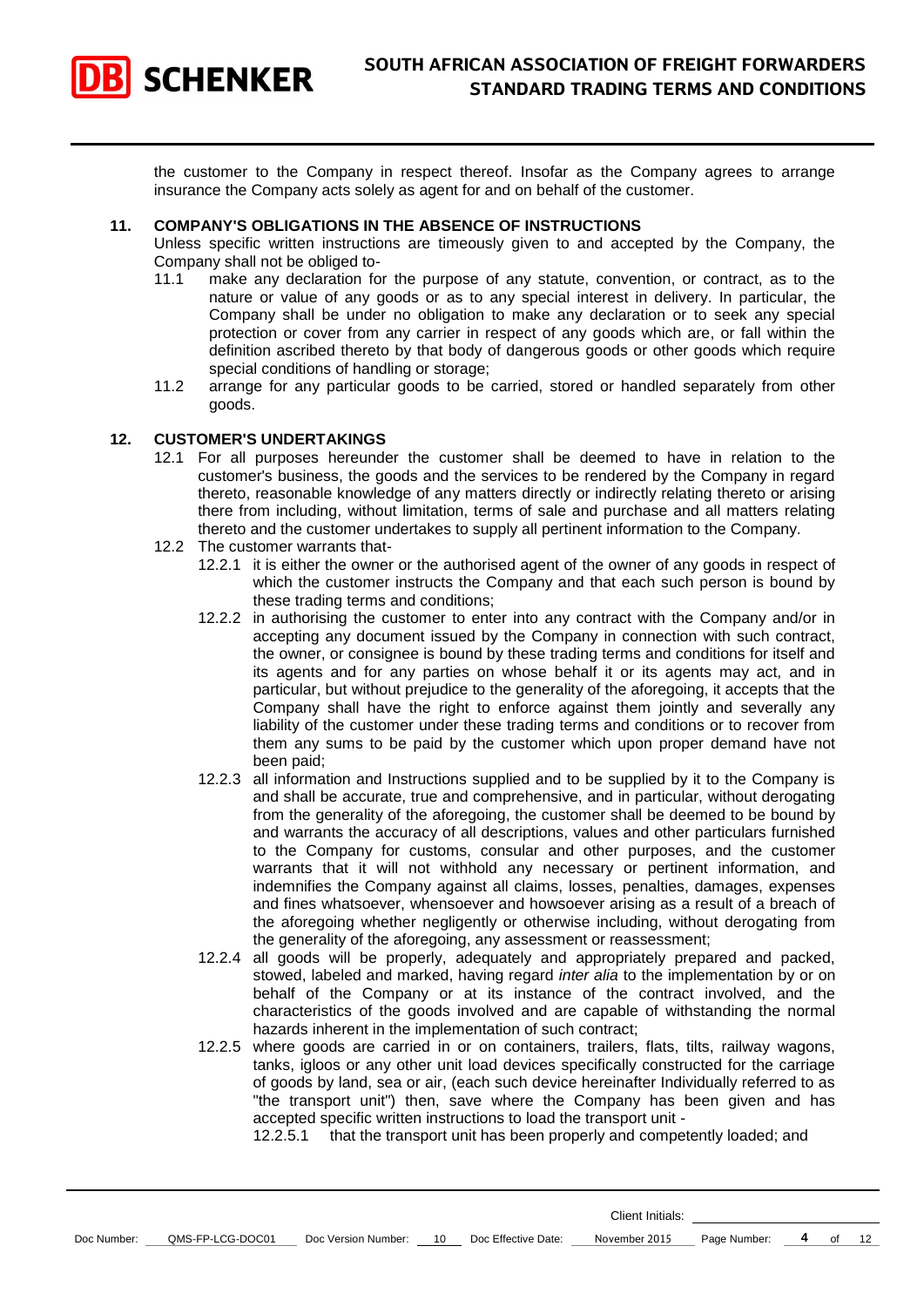the customer to the Company in respect thereof. Insofar as the Company agrees to arrange insurance the Company acts solely as agent for and on behalf of the customer.

## 11. COMPANY'S OBLIGATIONS IN THE ABSENCE OF INSTRUCTIONS

Unless specific written instructions are timeously given to and accepted by the Company, the Company shall not be obliged to-

11.1 make any declaration for the purpose of any statute, convention, or contract, as to the nature or value of any goods or as to any special interest in delivery. In particular, the Company shall be under no obligation to make any declaration or to seek any special protection or cover from any carrier in respect of any goods which are, or fall within the definition ascribed thereto by that body of dangerous goods or other goods which require special conditions of handling or storage;

11.2 arrange for any particular goods to be carried, stored or handled separately from other goods.

## 12. CUSTOMER'S UNDERTAKINGS

12.1 For all purposes hereunder the customer shall be deemed to have in relation to the customer's business, the goods and the services to be rendered by the Company in regard thereto, reasonable knowledge of any matters directly or indirectly relating thereto or arising there from including, without limitation, terms of sale and purchase and all matters relating thereto and the customer undertakes to supply all pertinent information to the Company.

12.2 The customer warrants that-

12.2.1 it is either the owner or the authorised agent of the owner of any goods in respect of which the customer instructs the Company and that each such person is bound by these trading terms and conditions;

12.2.2 in authorising the customer to enter into any contract with the Company and/or in accepting any document issued by the Company in connection with such contract, the owner, or consignee is bound by these trading terms and conditions for itself and its agents and for any parties on whose behalf it or its agents may act, and in particular, but without prejudice to the generality of the aforegoing, it accepts that the Company shall have the right to enforce against them jointly and severally any liability of the customer under these trading terms and conditions or to recover from them any sums to be paid by the customer which upon proper demand have not been paid;

12.2.3 all information and Instructions supplied and to be supplied by it to the Company is and shall be accurate, true and comprehensive, and in particular, without derogating from the generality of the aforegoing, the customer shall be deemed to be bound by and warrants the accuracy of all descriptions, values and other particulars furnished to the Company for customs, consular and other purposes, and the customer warrants that it will not withhold any necessary or pertinent information, and indemnifies the Company against all claims, losses, penalties, damages, expenses and fines whatsoever, whensoever and howsoever arising as a result of a breach of the aforegoing whether negligently or otherwise including, without derogating from the generality of the aforegoing, any assessment or reassessment;

12.2.4 all goods will be properly, adequately and appropriately prepared and packed, stowed, labeled and marked, having regard *inter alia* to the implementation by or on behalf of the Company or at its instance of the contract involved, and the characteristics of the goods involved and are capable of withstanding the normal hazards inherent in the implementation of such contract;

12.2.5 where goods are carried in or on containers, trailers, flats, tilts, railway wagons, tanks, igloos or any other unit load devices specifically constructed for the carriage of goods by land, sea or air, (each such device hereinafter Individually referred to as "the transport unit") then, save where the Company has been given and has accepted specific written instructions to load the transport unit -

12.2.5.1 that the transport unit has been properly and competently loaded; and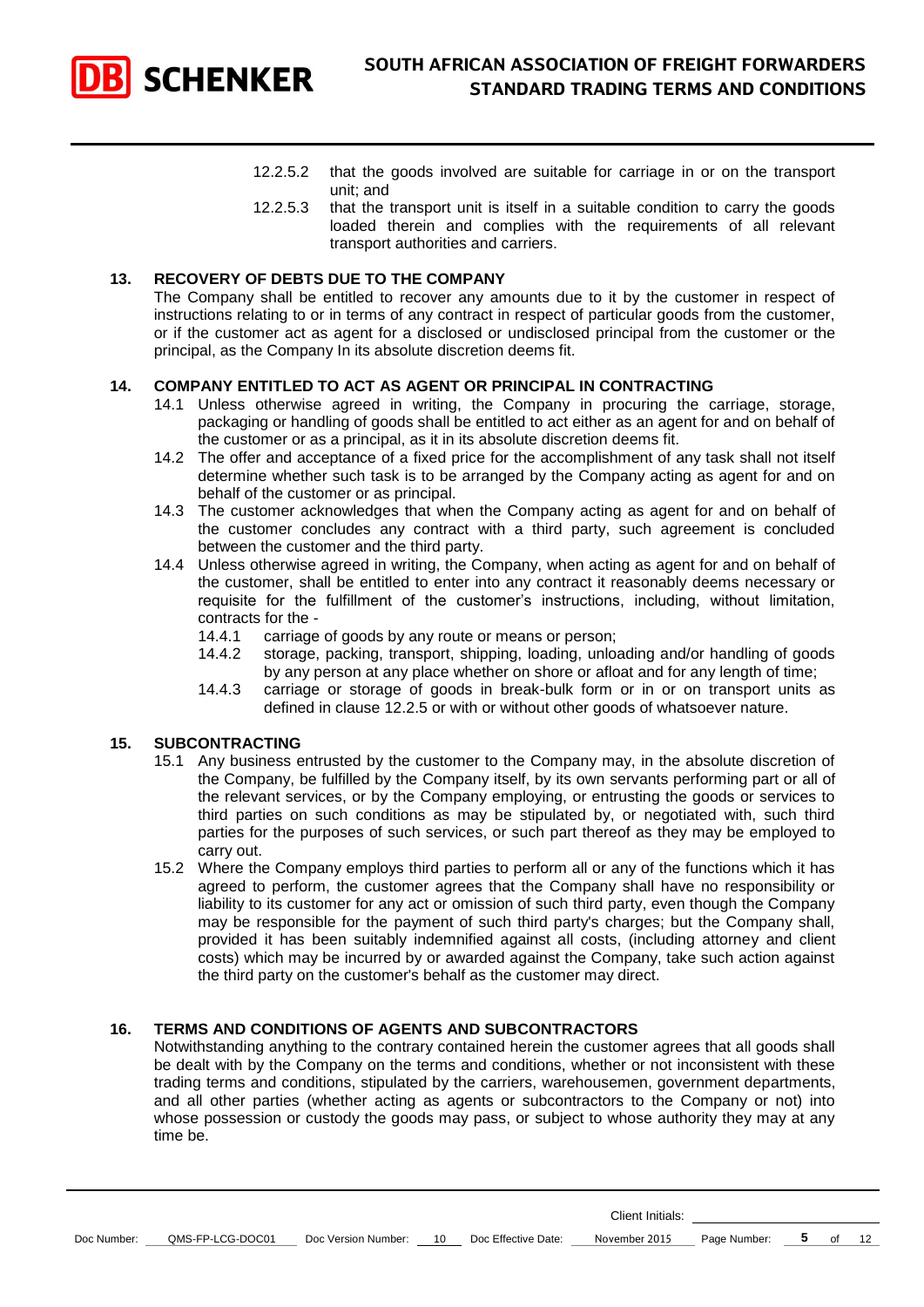12.2.5.2 that the goods involved are suitable for carriage in or on the transport unit; and

12.2.5.3 that the transport unit is itself in a suitable condition to carry the goods loaded therein and complies with the requirements of all relevant transport authorities and carriers.

## 13. RECOVERY OF DEBTS DUE TO THE COMPANY

The Company shall be entitled to recover any amounts due to it by the customer in respect of instructions relating to or in terms of any contract in respect of particular goods from the customer, or if the customer act as agent for a disclosed or undisclosed principal from the customer or the principal, as the Company In its absolute discretion deems fit.

## 14. COMPANY ENTITLED TO ACT AS AGENT OR PRINCIPAL IN CONTRACTING

14.1 Unless otherwise agreed in writing, the Company in procuring the carriage, storage, packaging or handling of goods shall be entitled to act either as an agent for and on behalf of the customer or as a principal, as it in its absolute discretion deems fit.

14.2 The offer and acceptance of a fixed price for the accomplishment of any task shall not itself determine whether such task is to be arranged by the Company acting as agent for and on behalf of the customer or as principal.

14.3 The customer acknowledges that when the Company acting as agent for and on behalf of the customer concludes any contract with a third party, such agreement is concluded between the customer and the third party.

14.4 Unless otherwise agreed in writing, the Company, when acting as agent for and on behalf of the customer, shall be entitled to enter into any contract it reasonably deems necessary or requisite for the fulfillment of the customer's instructions, including, without limitation, contracts for the -

14.4.1 carriage of goods by any route or means or person;

14.4.2 storage, packing, transport, shipping, loading, unloading and/or handling of goods by any person at any place whether on shore or afloat and for any length of time;

14.4.3 carriage or storage of goods in break-bulk form or in or on transport units as defined in clause 12.2.5 or with or without other goods of whatsoever nature.

## 15. SUBCONTRACTING

15.1 Any business entrusted by the customer to the Company may, in the absolute discretion of the Company, be fulfilled by the Company itself, by its own servants performing part or all of the relevant services, or by the Company employing, or entrusting the goods or services to third parties on such conditions as may be stipulated by, or negotiated with, such third parties for the purposes of such services, or such part thereof as they may be employed to carry out.

15.2 Where the Company employs third parties to perform all or any of the functions which it has agreed to perform, the customer agrees that the Company shall have no responsibility or liability to its customer for any act or omission of such third party, even though the Company may be responsible for the payment of such third party's charges; but the Company shall, provided it has been suitably indemnified against all costs, (including attorney and client costs) which may be incurred by or awarded against the Company, take such action against the third party on the customer's behalf as the customer may direct.

## 16. TERMS AND CONDITIONS OF AGENTS AND SUBCONTRACTORS

Notwithstanding anything to the contrary contained herein the customer agrees that all goods shall be dealt with by the Company on the terms and conditions, whether or not inconsistent with these trading terms and conditions, stipulated by the carriers, warehousemen, government departments, and all other parties (whether acting as agents or subcontractors to the Company or not) into whose possession or custody the goods may pass, or subject to whose authority they may at any time be.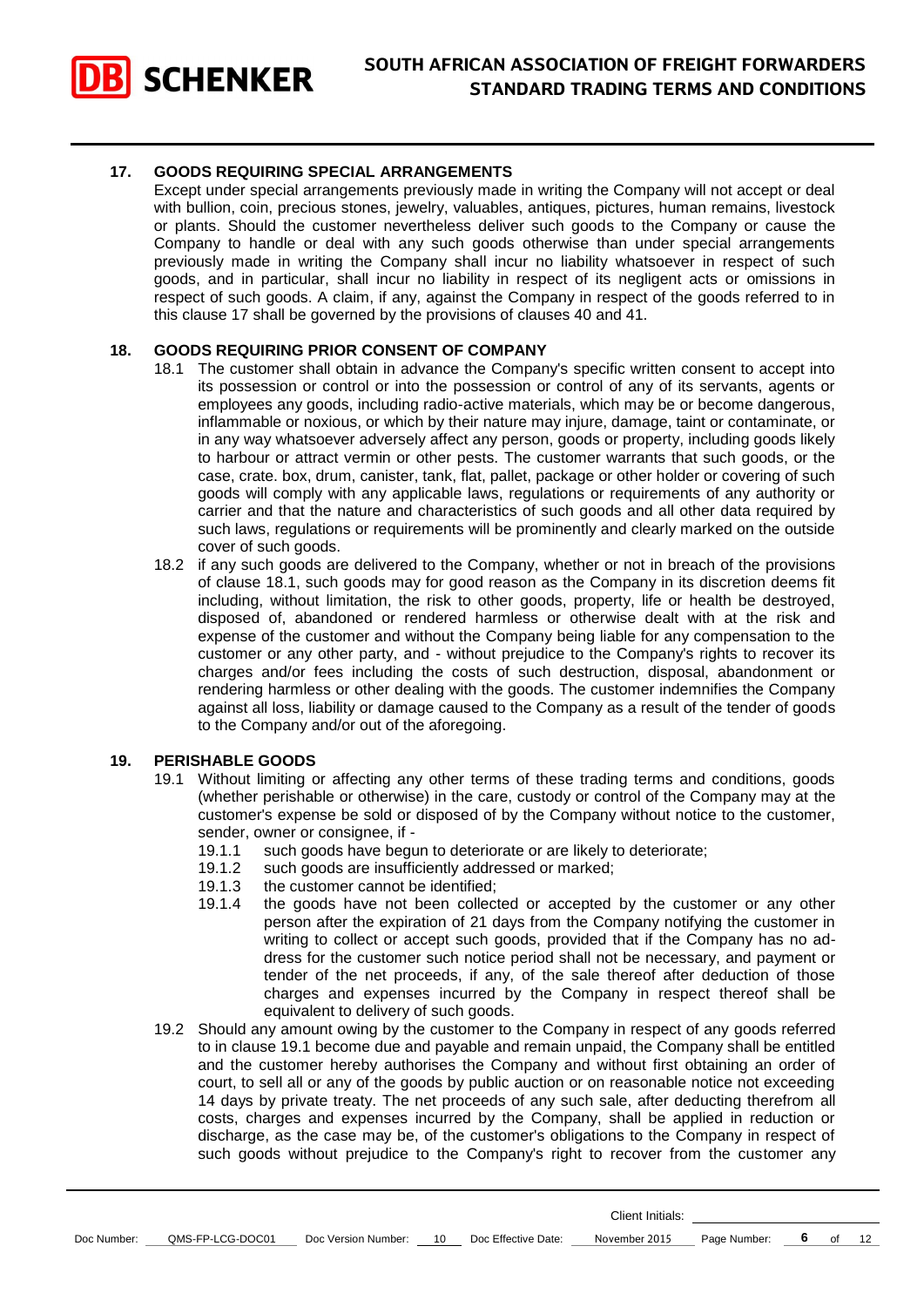## 17. GOODS REQUIRING SPECIAL ARRANGEMENTS

Except under special arrangements previously made in writing the Company will not accept or deal with bullion, coin, precious stones, jewelry, valuables, antiques, pictures, human remains, livestock or plants. Should the customer nevertheless deliver such goods to the Company or cause the Company to handle or deal with any such goods otherwise than under special arrangements previously made in writing the Company shall incur no liability whatsoever in respect of such goods, and in particular, shall incur no liability in respect of its negligent acts or omissions in respect of such goods. A claim, if any, against the Company in respect of the goods referred to in this clause 17 shall be governed by the provisions of clauses 40 and 41.

## 18. GOODS REQUIRING PRIOR CONSENT OF COMPANY

18.1 The customer shall obtain in advance the Company's specific written consent to accept into its possession or control or into the possession or control of any of its servants, agents or employees any goods, including radio-active materials, which may be or become dangerous, inflammable or noxious, or which by their nature may injure, damage, taint or contaminate, or in any way whatsoever adversely affect any person, goods or property, including goods likely to harbour or attract vermin or other pests. The customer warrants that such goods, or the case, crate. box, drum, canister, tank, flat, pallet, package or other holder or covering of such goods will comply with any applicable laws, regulations or requirements of any authority or carrier and that the nature and characteristics of such goods and all other data required by such laws, regulations or requirements will be prominently and clearly marked on the outside cover of such goods.

18.2 if any such goods are delivered to the Company, whether or not in breach of the provisions of clause 18.1, such goods may for good reason as the Company in its discretion deems fit including, without limitation, the risk to other goods, property, life or health be destroyed, disposed of, abandoned or rendered harmless or otherwise dealt with at the risk and expense of the customer and without the Company being liable for any compensation to the customer or any other party, and - without prejudice to the Company's rights to recover its charges and/or fees including the costs of such destruction, disposal, abandonment or rendering harmless or other dealing with the goods. The customer indemnifies the Company against all loss, liability or damage caused to the Company as a result of the tender of goods to the Company and/or out of the aforegoing.

## 19. PERISHABLE GOODS

19.1 Without limiting or affecting any other terms of these trading terms and conditions, goods (whether perishable or otherwise) in the care, custody or control of the Company may at the customer's expense be sold or disposed of by the Company without notice to the customer, sender, owner or consignee, if -

19.1.1 such goods have begun to deteriorate or are likely to deteriorate;

19.1.2 such goods are insufficiently addressed or marked;

19.1.3 the customer cannot be identified;

19.1.4 the goods have not been collected or accepted by the customer or any other person after the expiration of 21 days from the Company notifying the customer in writing to collect or accept such goods, provided that if the Company has no address for the customer such notice period shall not be necessary, and payment or tender of the net proceeds, if any, of the sale thereof after deduction of those charges and expenses incurred by the Company in respect thereof shall be equivalent to delivery of such goods.

19.2 Should any amount owing by the customer to the Company in respect of any goods referred to in clause 19.1 become due and payable and remain unpaid, the Company shall be entitled and the customer hereby authorises the Company and without first obtaining an order of court, to sell all or any of the goods by public auction or on reasonable notice not exceeding 14 days by private treaty. The net proceeds of any such sale, after deducting therefrom all costs, charges and expenses incurred by the Company, shall be applied in reduction or discharge, as the case may be, of the customer's obligations to the Company in respect of such goods without prejudice to the Company's right to recover from the customer any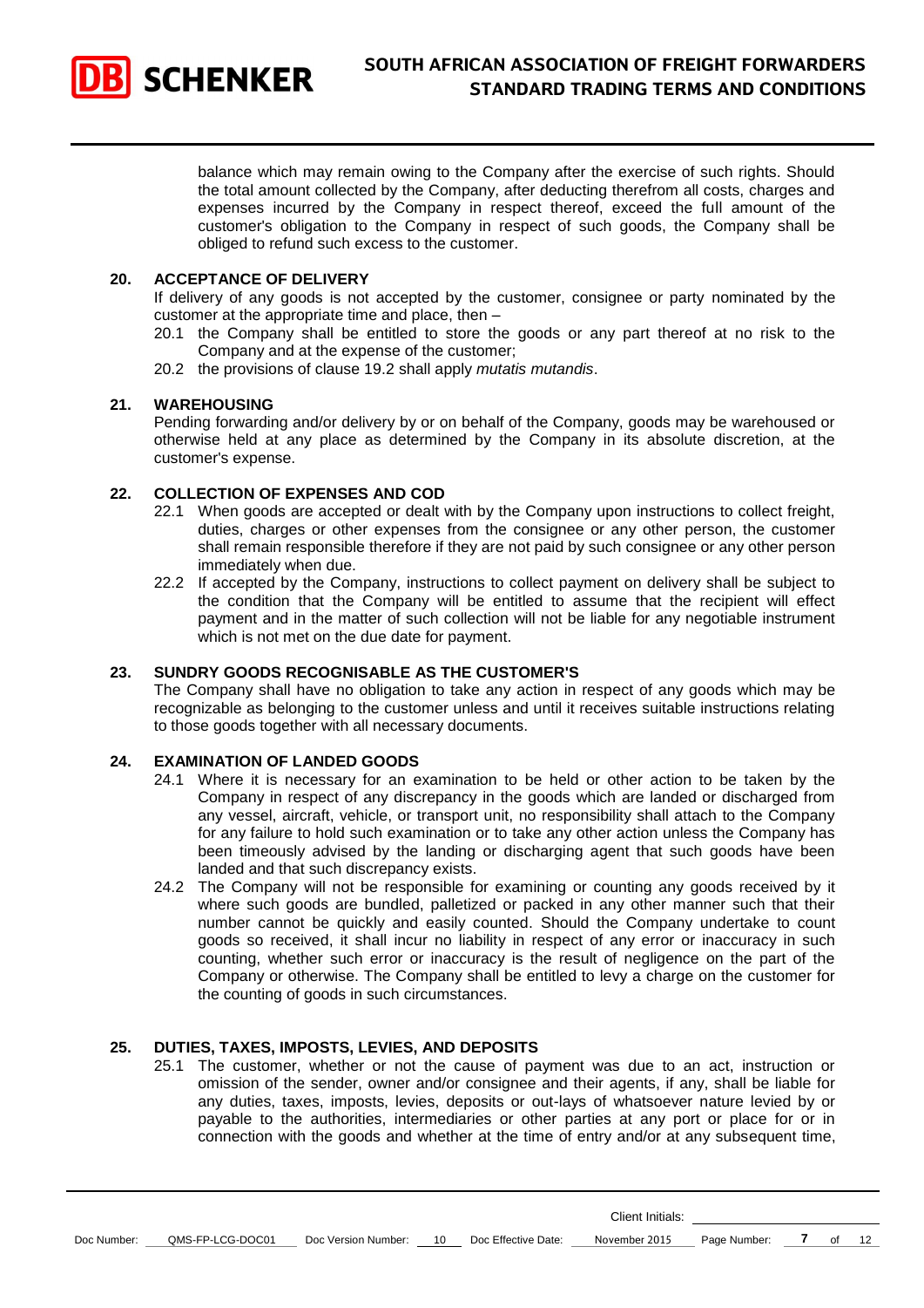balance which may remain owing to the Company after the exercise of such rights. Should the total amount collected by the Company, after deducting therefrom all costs, charges and expenses incurred by the Company in respect thereof, exceed the full amount of the customer's obligation to the Company in respect of such goods, the Company shall be obliged to refund such excess to the customer.

## 20. ACCEPTANCE OF DELIVERY

If delivery of any goods is not accepted by the customer, consignee or party nominated by the customer at the appropriate time and place, then –

20.1 the Company shall be entitled to store the goods or any part thereof at no risk to the Company and at the expense of the customer;

20.2 the provisions of clause 19.2 shall apply *mutatis mutandis*.

## 21. WAREHOUSING

Pending forwarding and/or delivery by or on behalf of the Company, goods may be warehoused or otherwise held at any place as determined by the Company in its absolute discretion, at the customer's expense.

## 22. COLLECTION OF EXPENSES AND COD

22.1 When goods are accepted or dealt with by the Company upon instructions to collect freight, duties, charges or other expenses from the consignee or any other person, the customer shall remain responsible therefore if they are not paid by such consignee or any other person immediately when due.

22.2 If accepted by the Company, instructions to collect payment on delivery shall be subject to the condition that the Company will be entitled to assume that the recipient will effect payment and in the matter of such collection will not be liable for any negotiable instrument which is not met on the due date for payment.

## 23. SUNDRY GOODS RECOGNISABLE AS THE CUSTOMER'S

The Company shall have no obligation to take any action in respect of any goods which may be recognizable as belonging to the customer unless and until it receives suitable instructions relating to those goods together with all necessary documents.

## 24. EXAMINATION OF LANDED GOODS

24.1 Where it is necessary for an examination to be held or other action to be taken by the Company in respect of any discrepancy in the goods which are landed or discharged from any vessel, aircraft, vehicle, or transport unit, no responsibility shall attach to the Company for any failure to hold such examination or to take any other action unless the Company has been timeously advised by the landing or discharging agent that such goods have been landed and that such discrepancy exists.

24.2 The Company will not be responsible for examining or counting any goods received by it where such goods are bundled, palletized or packed in any other manner such that their number cannot be quickly and easily counted. Should the Company undertake to count goods so received, it shall incur no liability in respect of any error or inaccuracy in such counting, whether such error or inaccuracy is the result of negligence on the part of the Company or otherwise. The Company shall be entitled to levy a charge on the customer for the counting of goods in such circumstances.

## 25. DUTIES, TAXES, IMPOSTS, LEVIES, AND DEPOSITS

25.1 The customer, whether or not the cause of payment was due to an act, instruction or omission of the sender, owner and/or consignee and their agents, if any, shall be liable for any duties, taxes, imposts, levies, deposits or out-lays of whatsoever nature levied by or payable to the authorities, intermediaries or other parties at any port or place for or in connection with the goods and whether at the time of entry and/or at any subsequent time,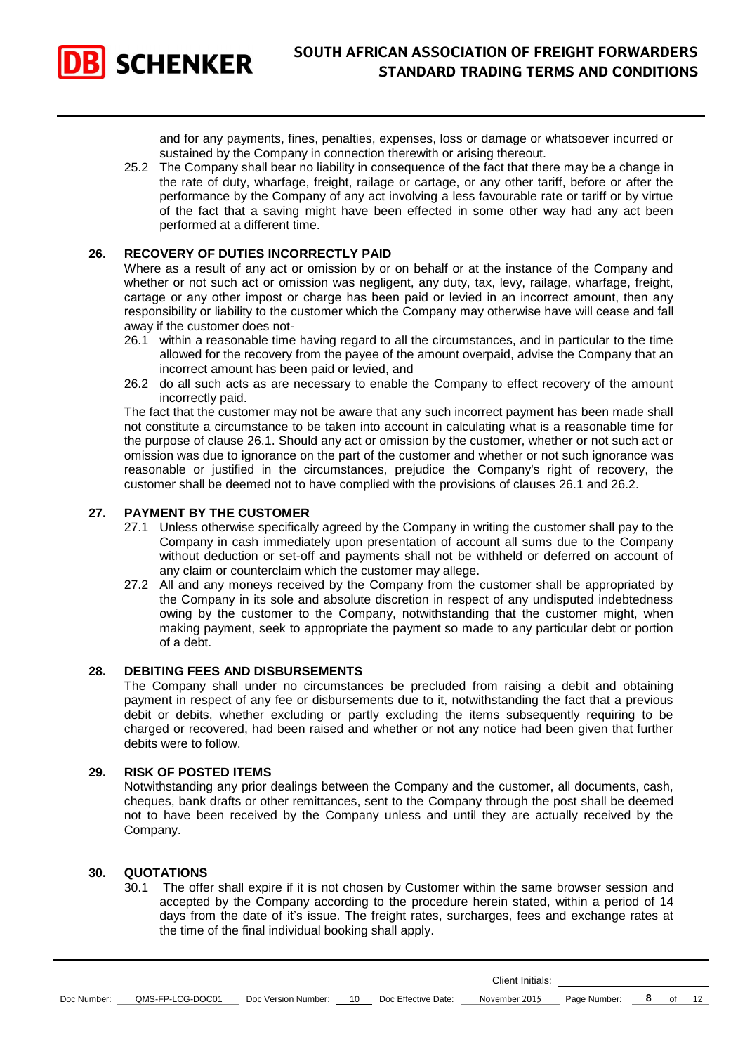and for any payments, fines, penalties, expenses, loss or damage or whatsoever incurred or sustained by the Company in connection therewith or arising thereout.

25.2 The Company shall bear no liability in consequence of the fact that there may be a change in the rate of duty, wharfage, freight, railage or cartage, or any other tariff, before or after the performance by the Company of any act involving a less favourable rate or tariff or by virtue of the fact that a saving might have been effected in some other way had any act been performed at a different time.

## 26. RECOVERY OF DUTIES INCORRECTLY PAID

Where as a result of any act or omission by or on behalf or at the instance of the Company and whether or not such act or omission was negligent, any duty, tax, levy, railage, wharfage, freight, cartage or any other impost or charge has been paid or levied in an incorrect amount, then any responsibility or liability to the customer which the Company may otherwise have will cease and fall away if the customer does not-

26.1 within a reasonable time having regard to all the circumstances, and in particular to the time allowed for the recovery from the payee of the amount overpaid, advise the Company that an incorrect amount has been paid or levied, and

26.2 do all such acts as are necessary to enable the Company to effect recovery of the amount incorrectly paid.

The fact that the customer may not be aware that any such incorrect payment has been made shall not constitute a circumstance to be taken into account in calculating what is a reasonable time for the purpose of clause 26.1. Should any act or omission by the customer, whether or not such act or omission was due to ignorance on the part of the customer and whether or not such ignorance was reasonable or justified in the circumstances, prejudice the Company's right of recovery, the customer shall be deemed not to have complied with the provisions of clauses 26.1 and 26.2.

## 27. PAYMENT BY THE CUSTOMER

27.1 Unless otherwise specifically agreed by the Company in writing the customer shall pay to the Company in cash immediately upon presentation of account all sums due to the Company without deduction or set-off and payments shall not be withheld or deferred on account of any claim or counterclaim which the customer may allege.

27.2 All and any moneys received by the Company from the customer shall be appropriated by the Company in its sole and absolute discretion in respect of any undisputed indebtedness owing by the customer to the Company, notwithstanding that the customer might, when making payment, seek to appropriate the payment so made to any particular debt or portion of a debt.

## 28. DEBITING FEES AND DISBURSEMENTS

The Company shall under no circumstances be precluded from raising a debit and obtaining payment in respect of any fee or disbursements due to it, notwithstanding the fact that a previous debit or debits, whether excluding or partly excluding the items subsequently requiring to be charged or recovered, had been raised and whether or not any notice had been given that further debits were to follow.

## 29. RISK OF POSTED ITEMS

Notwithstanding any prior dealings between the Company and the customer, all documents, cash, cheques, bank drafts or other remittances, sent to the Company through the post shall be deemed not to have been received by the Company unless and until they are actually received by the Company.

## 30. QUOTATIONS

30.1 The offer shall expire if it is not chosen by Customer within the same browser session and accepted by the Company according to the procedure herein stated, within a period of 14 days from the date of it's issue. The freight rates, surcharges, fees and exchange rates at the time of the final individual booking shall apply.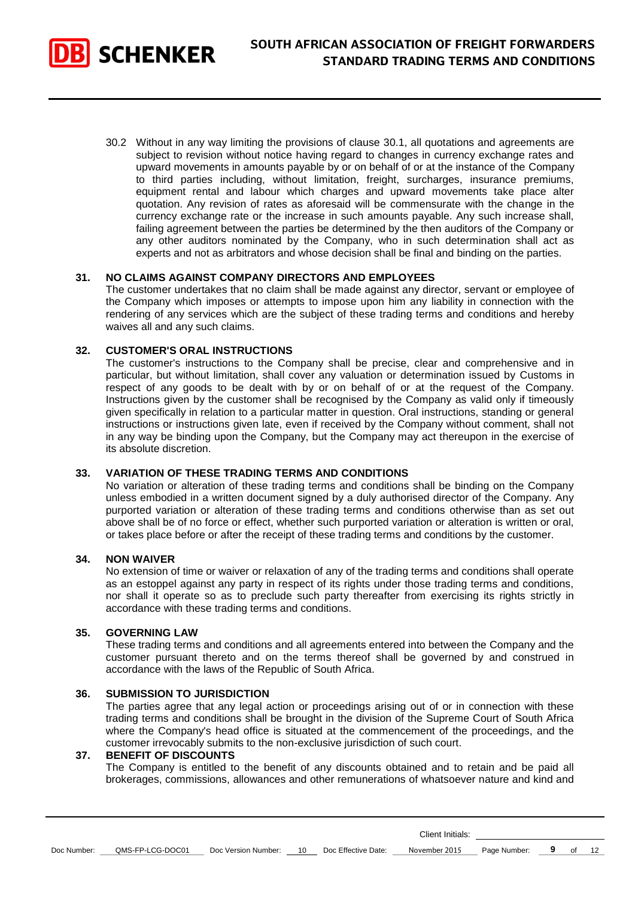30.2 Without in any way limiting the provisions of clause 30.1, all quotations and agreements are subject to revision without notice having regard to changes in currency exchange rates and upward movements in amounts payable by or on behalf of or at the instance of the Company to third parties including, without limitation, freight, surcharges, insurance premiums, equipment rental and labour which charges and upward movements take place alter quotation. Any revision of rates as aforesaid will be commensurate with the change in the currency exchange rate or the increase in such amounts payable. Any such increase shall, failing agreement between the parties be determined by the then auditors of the Company or any other auditors nominated by the Company, who in such determination shall act as experts and not as arbitrators and whose decision shall be final and binding on the parties.

**31. NO CLAIMS AGAINST COMPANY DIRECTORS AND EMPLOYEES**

The customer undertakes that no claim shall be made against any director, servant or employee of the Company which imposes or attempts to impose upon him any liability in connection with the rendering of any services which are the subject of these trading terms and conditions and hereby waives all and any such claims.

**32. CUSTOMER'S ORAL INSTRUCTIONS**

The customer's instructions to the Company shall be precise, clear and comprehensive and in particular, but without limitation, shall cover any valuation or determination issued by Customs in respect of any goods to be dealt with by or on behalf of or at the request of the Company. Instructions given by the customer shall be recognised by the Company as valid only if timeously given specifically in relation to a particular matter in question. Oral instructions, standing or general instructions or instructions given late, even if received by the Company without comment, shall not in any way be binding upon the Company, but the Company may act thereupon in the exercise of its absolute discretion.

**33. VARIATION OF THESE TRADING TERMS AND CONDITIONS**

No variation or alteration of these trading terms and conditions shall be binding on the Company unless embodied in a written document signed by a duly authorised director of the Company. Any purported variation or alteration of these trading terms and conditions otherwise than as set out above shall be of no force or effect, whether such purported variation or alteration is written or oral, or takes place before or after the receipt of these trading terms and conditions by the customer.

**34. NON WAIVER**

No extension of time or waiver or relaxation of any of the trading terms and conditions shall operate as an estoppel against any party in respect of its rights under those trading terms and conditions, nor shall it operate so as to preclude such party thereafter from exercising its rights strictly in accordance with these trading terms and conditions.

**35. GOVERNING LAW**

These trading terms and conditions and all agreements entered into between the Company and the customer pursuant thereto and on the terms thereof shall be governed by and construed in accordance with the laws of the Republic of South Africa.

**36. SUBMISSION TO JURISDICTION**

The parties agree that any legal action or proceedings arising out of or in connection with these trading terms and conditions shall be brought in the division of the Supreme Court of South Africa where the Company's head office is situated at the commencement of the proceedings, and the customer irrevocably submits to the non-exclusive jurisdiction of such court.

**37. BENEFIT OF DISCOUNTS**

The Company is entitled to the benefit of any discounts obtained and to retain and be paid all brokerages, commissions, allowances and other remunerations of whatsoever nature and kind and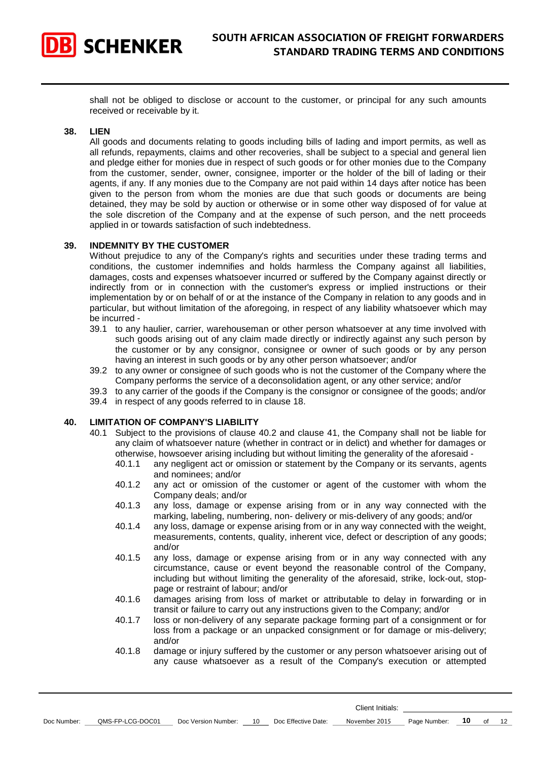shall not be obliged to disclose or account to the customer, or principal for any such amounts received or receivable by it.

**38. LIEN**

All goods and documents relating to goods including bills of lading and import permits, as well as all refunds, repayments, claims and other recoveries, shall be subject to a special and general lien and pledge either for monies due in respect of such goods or for other monies due to the Company from the customer, sender, owner, consignee, importer or the holder of the bill of lading or their agents, if any. If any monies due to the Company are not paid within 14 days after notice has been given to the person from whom the monies are due that such goods or documents are being detained, they may be sold by auction or otherwise or in some other way disposed of for value at the sole discretion of the Company and at the expense of such person, and the nett proceeds applied in or towards satisfaction of such indebtedness.

**39. INDEMNITY BY THE CUSTOMER**

Without prejudice to any of the Company's rights and securities under these trading terms and conditions, the customer indemnifies and holds harmless the Company against all liabilities, damages, costs and expenses whatsoever incurred or suffered by the Company against directly or indirectly from or in connection with the customer's express or implied instructions or their implementation by or on behalf of or at the instance of the Company in relation to any goods and in particular, but without limitation of the aforegoing, in respect of any liability whatsoever which may be incurred -

- 39.1 to any haulier, carrier, warehouseman or other person whatsoever at any time involved with such goods arising out of any claim made directly or indirectly against any such person by the customer or by any consignor, consignee or owner of such goods or by any person having an interest in such goods or by any other person whatsoever; and/or
- 39.2 to any owner or consignee of such goods who is not the customer of the Company where the Company performs the service of a deconsolidation agent, or any other service; and/or
- 39.3 to any carrier of the goods if the Company is the consignor or consignee of the goods; and/or
- 39.4 in respect of any goods referred to in clause 18.

**40. LIMITATION OF COMPANY'S LIABILITY**

- 40.1 Subject to the provisions of clause 40.2 and clause 41, the Company shall not be liable for any claim of whatsoever nature (whether in contract or in delict) and whether for damages or otherwise, howsoever arising including but without limiting the generality of the aforesaid -
  - 40.1.1 any negligent act or omission or statement by the Company or its servants, agents and nominees; and/or
  - 40.1.2 any act or omission of the customer or agent of the customer with whom the Company deals; and/or
  - 40.1.3 any loss, damage or expense arising from or in any way connected with the marking, labeling, numbering, non- delivery or mis-delivery of any goods; and/or
  - 40.1.4 any loss, damage or expense arising from or in any way connected with the weight, measurements, contents, quality, inherent vice, defect or description of any goods; and/or
  - 40.1.5 any loss, damage or expense arising from or in any way connected with any circumstance, cause or event beyond the reasonable control of the Company, including but without limiting the generality of the aforesaid, strike, lock-out, stop-page or restraint of labour; and/or
  - 40.1.6 damages arising from loss of market or attributable to delay in forwarding or in transit or failure to carry out any instructions given to the Company; and/or
  - 40.1.7 loss or non-delivery of any separate package forming part of a consignment or for loss from a package or an unpacked consignment or for damage or mis-delivery; and/or
  - 40.1.8 damage or injury suffered by the customer or any person whatsoever arising out of any cause whatsoever as a result of the Company's execution or attempted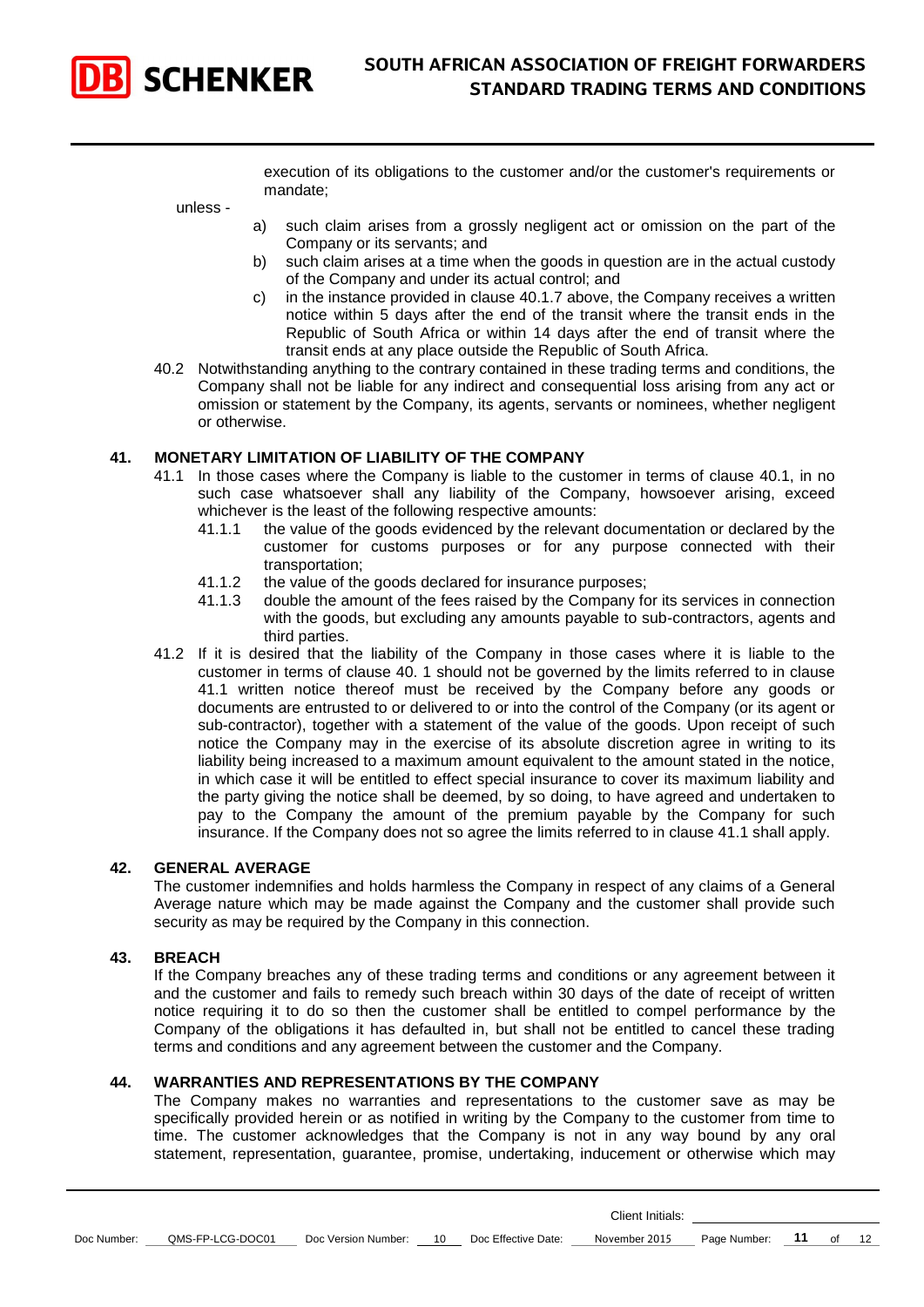execution of its obligations to the customer and/or the customer's requirements or mandate;

unless -

a) such claim arises from a grossly negligent act or omission on the part of the Company or its servants; and
b) such claim arises at a time when the goods in question are in the actual custody of the Company and under its actual control; and
c) in the instance provided in clause 40.1.7 above, the Company receives a written notice within 5 days after the end of the transit where the transit ends in the Republic of South Africa or within 14 days after the end of transit where the transit ends at any place outside the Republic of South Africa.

40.2 Notwithstanding anything to the contrary contained in these trading terms and conditions, the Company shall not be liable for any indirect and consequential loss arising from any act or omission or statement by the Company, its agents, servants or nominees, whether negligent or otherwise.

## 41. MONETARY LIMITATION OF LIABILITY OF THE COMPANY

41.1 In those cases where the Company is liable to the customer in terms of clause 40.1, in no such case whatsoever shall any liability of the Company, howsoever arising, exceed whichever is the least of the following respective amounts:

41.1.1 the value of the goods evidenced by the relevant documentation or declared by the customer for customs purposes or for any purpose connected with their transportation;

41.1.2 the value of the goods declared for insurance purposes;

41.1.3 double the amount of the fees raised by the Company for its services in connection with the goods, but excluding any amounts payable to sub-contractors, agents and third parties.

41.2 If it is desired that the liability of the Company in those cases where it is liable to the customer in terms of clause 40. 1 should not be governed by the limits referred to in clause 41.1 written notice thereof must be received by the Company before any goods or documents are entrusted to or delivered to or into the control of the Company (or its agent or sub-contractor), together with a statement of the value of the goods. Upon receipt of such notice the Company may in the exercise of its absolute discretion agree in writing to its liability being increased to a maximum amount equivalent to the amount stated in the notice, in which case it will be entitled to effect special insurance to cover its maximum liability and the party giving the notice shall be deemed, by so doing, to have agreed and undertaken to pay to the Company the amount of the premium payable by the Company for such insurance. If the Company does not so agree the limits referred to in clause 41.1 shall apply.

## 42. GENERAL AVERAGE

The customer indemnifies and holds harmless the Company in respect of any claims of a General Average nature which may be made against the Company and the customer shall provide such security as may be required by the Company in this connection.

## 43. BREACH

If the Company breaches any of these trading terms and conditions or any agreement between it and the customer and fails to remedy such breach within 30 days of the date of receipt of written notice requiring it to do so then the customer shall be entitled to compel performance by the Company of the obligations it has defaulted in, but shall not be entitled to cancel these trading terms and conditions and any agreement between the customer and the Company.

## 44. WARRANTIES AND REPRESENTATIONS BY THE COMPANY

The Company makes no warranties and representations to the customer save as may be specifically provided herein or as notified in writing by the Company to the customer from time to time. The customer acknowledges that the Company is not in any way bound by any oral statement, representation, guarantee, promise, undertaking, inducement or otherwise which may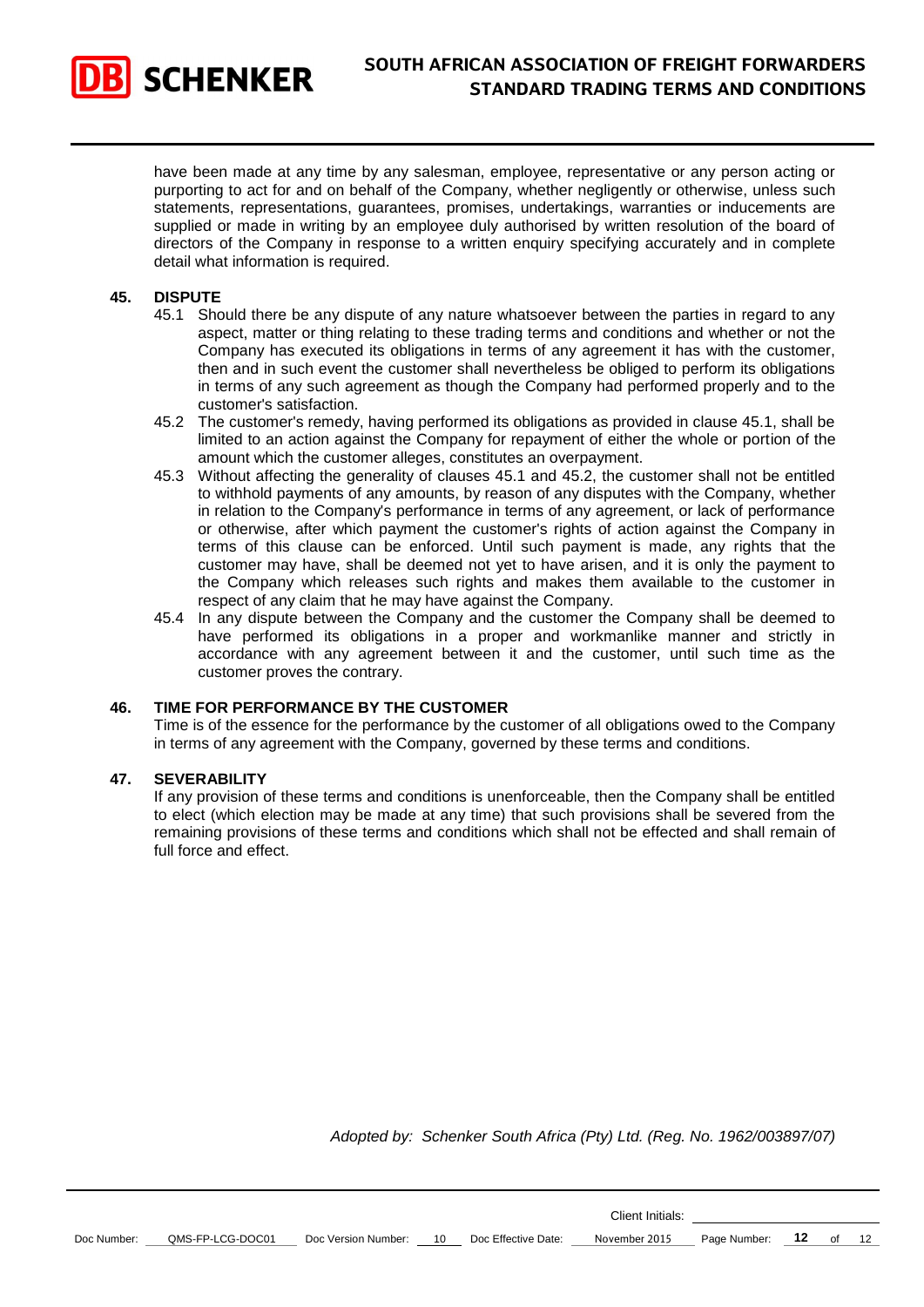have been made at any time by any salesman, employee, representative or any person acting or purporting to act for and on behalf of the Company, whether negligently or otherwise, unless such statements, representations, guarantees, promises, undertakings, warranties or inducements are supplied or made in writing by an employee duly authorised by written resolution of the board of directors of the Company in response to a written enquiry specifying accurately and in complete detail what information is required.

**45. DISPUTE**

45.1 Should there be any dispute of any nature whatsoever between the parties in regard to any aspect, matter or thing relating to these trading terms and conditions and whether or not the Company has executed its obligations in terms of any agreement it has with the customer, then and in such event the customer shall nevertheless be obliged to perform its obligations in terms of any such agreement as though the Company had performed properly and to the customer's satisfaction.

45.2 The customer's remedy, having performed its obligations as provided in clause 45.1, shall be limited to an action against the Company for repayment of either the whole or portion of the amount which the customer alleges, constitutes an overpayment.

45.3 Without affecting the generality of clauses 45.1 and 45.2, the customer shall not be entitled to withhold payments of any amounts, by reason of any disputes with the Company, whether in relation to the Company's performance in terms of any agreement, or lack of performance or otherwise, after which payment the customer's rights of action against the Company in terms of this clause can be enforced. Until such payment is made, any rights that the customer may have, shall be deemed not yet to have arisen, and it is only the payment to the Company which releases such rights and makes them available to the customer in respect of any claim that he may have against the Company.

45.4 In any dispute between the Company and the customer the Company shall be deemed to have performed its obligations in a proper and workmanlike manner and strictly in accordance with any agreement between it and the customer, until such time as the customer proves the contrary.

**46. TIME FOR PERFORMANCE BY THE CUSTOMER**

Time is of the essence for the performance by the customer of all obligations owed to the Company in terms of any agreement with the Company, governed by these terms and conditions.

**47. SEVERABILITY**

If any provision of these terms and conditions is unenforceable, then the Company shall be entitled to elect (which election may be made at any time) that such provisions shall be severed from the remaining provisions of these terms and conditions which shall not be effected and shall remain of full force and effect.

*Adopted by: Schenker South Africa (Pty) Ltd. (Reg. No. 1962/003897/07)*

Client Initials: